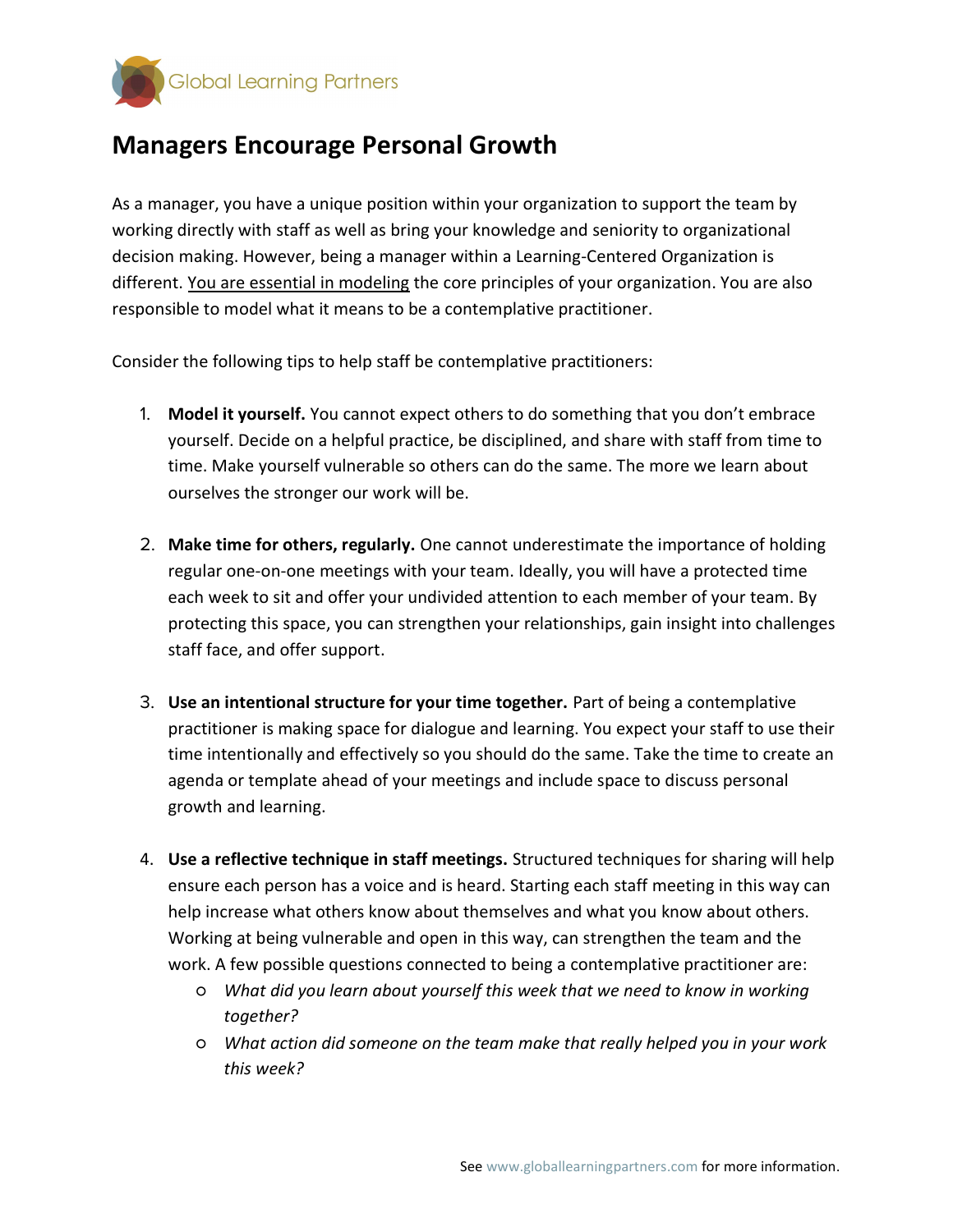# Managers Encourage Personal Growth

As a manager, you have a unique position within your organization to support the team by working directly with staff as well as bring your knowledge and seniority to organizational decision making. However, being a manager within a Learning-Centered Organization is different. You are essential in modeling the core principles of your organization. You are also responsible to model what it means to be a contemplative practitioner.

Consider the following tips to help staff be contemplative practitioners:

1. **Model it yourself.** You cannot expect others to do something that you don't embrace yourself. Decide on a helpful practice, be disciplined, and share with staff from time to time. Make yourself vulnerable so others can do the same. The more we learn about ourselves the stronger our work will be.

2. **Make time for others, regularly.** One cannot underestimate the importance of holding regular one-on-one meetings with your team. Ideally, you will have a protected time each week to sit and offer your undivided attention to each member of your team. By protecting this space, you can strengthen your relationships, gain insight into challenges staff face, and offer support.

3. **Use an intentional structure for your time together.** Part of being a contemplative practitioner is making space for dialogue and learning. You expect your staff to use their time intentionally and effectively so you should do the same. Take the time to create an agenda or template ahead of your meetings and include space to discuss personal growth and learning.

4. **Use a reflective technique in staff meetings.** Structured techniques for sharing will help ensure each person has a voice and is heard. Starting each staff meeting in this way can help increase what others know about themselves and what you know about others. Working at being vulnerable and open in this way, can strengthen the team and the work. A few possible questions connected to being a contemplative practitioner are:
   - *What did you learn about yourself this week that we need to know in working together?*
   - *What action did someone on the team make that really helped you in your work this week?*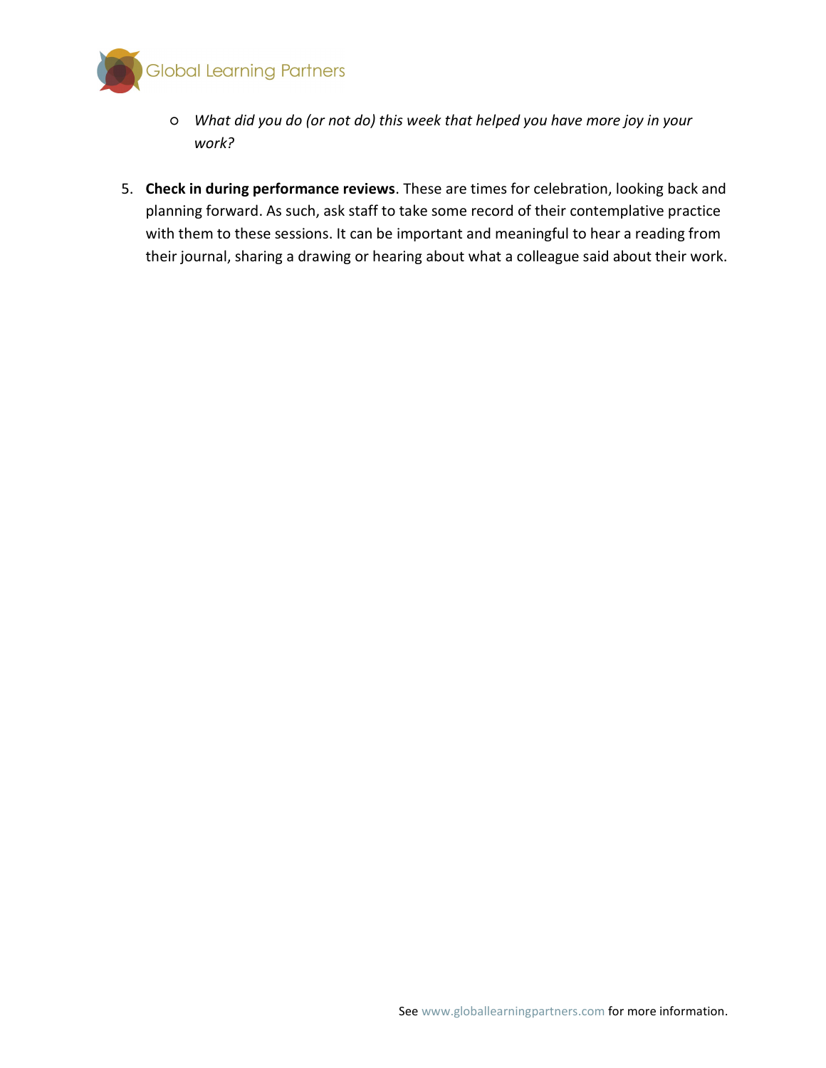- *What did you do (or not do) this week that helped you have more joy in your work?*

5. **Check in during performance reviews**. These are times for celebration, looking back and planning forward. As such, ask staff to take some record of their contemplative practice with them to these sessions. It can be important and meaningful to hear a reading from their journal, sharing a drawing or hearing about what a colleague said about their work.